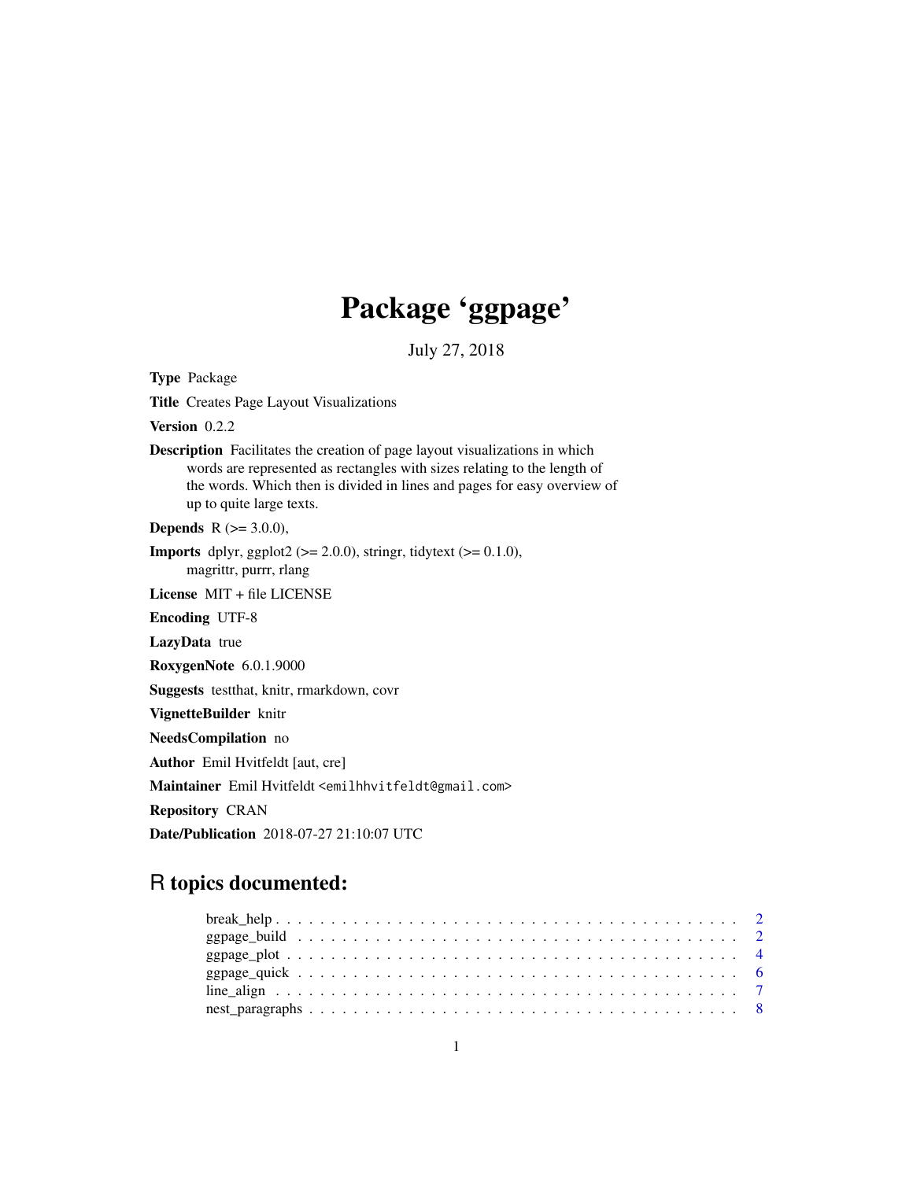# Package 'ggpage'

July 27, 2018

**Type** Package

**Title** Creates Page Layout Visualizations

**Version** 0.2.2

**Description** Facilitates the creation of page layout visualizations in which words are represented as rectangles with sizes relating to the length of the words. Which then is divided in lines and pages for easy overview of up to quite large texts.

**Depends** R (>= 3.0.0),

**Imports** dplyr, ggplot2 (>= 2.0.0), stringr, tidytext (>= 0.1.0), magrittr, purrr, rlang

**License** MIT + file LICENSE

**Encoding** UTF-8

**LazyData** true

**RoxygenNote** 6.0.1.9000

**Suggests** testthat, knitr, rmarkdown, covr

**VignetteBuilder** knitr

**NeedsCompilation** no

**Author** Emil Hvitfeldt [aut, cre]

**Maintainer** Emil Hvitfeldt <emilhhvitfeldt@gmail.com>

**Repository** CRAN

**Date/Publication** 2018-07-27 21:10:07 UTC

## R topics documented:

- break_help . . . . . . . . . . . . . . . . . . . . . . . . . . . . . . . . . . . . . . . . . . 2
- ggpage_build . . . . . . . . . . . . . . . . . . . . . . . . . . . . . . . . . . . . . . . . 2
- ggpage_plot . . . . . . . . . . . . . . . . . . . . . . . . . . . . . . . . . . . . . . . . . 4
- ggpage_quick . . . . . . . . . . . . . . . . . . . . . . . . . . . . . . . . . . . . . . . . 6
- line_align . . . . . . . . . . . . . . . . . . . . . . . . . . . . . . . . . . . . . . . . . . 7
- nest_paragraphs . . . . . . . . . . . . . . . . . . . . . . . . . . . . . . . . . . . . . . 8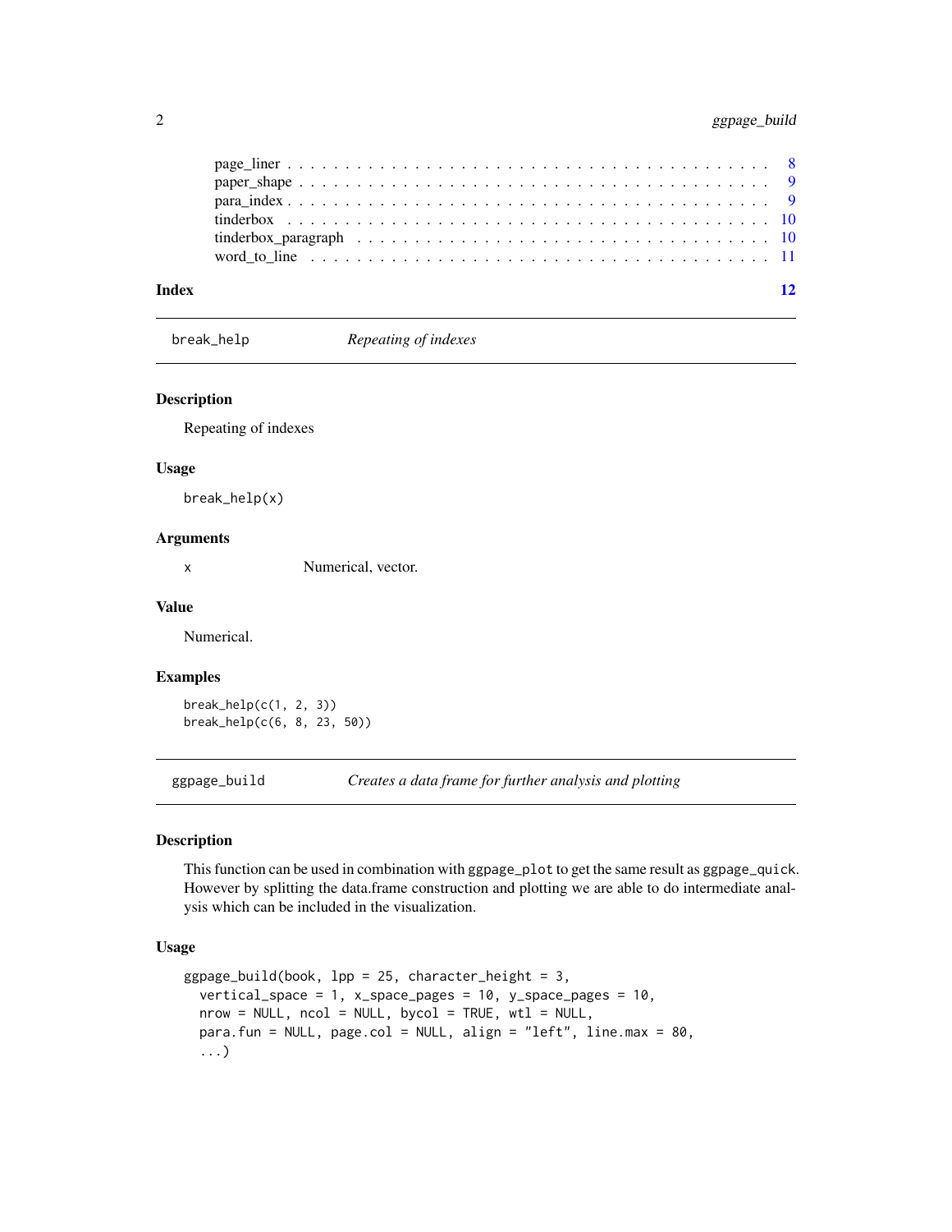page_liner . . . . . . . . . . . . . . . . . . . . . . . . . . . . . . . . . . . . . . . 8
paper_shape . . . . . . . . . . . . . . . . . . . . . . . . . . . . . . . . . . . . . . 9
para_index . . . . . . . . . . . . . . . . . . . . . . . . . . . . . . . . . . . . . . . 9
tinderbox . . . . . . . . . . . . . . . . . . . . . . . . . . . . . . . . . . . . . . . 10
tinderbox_paragraph . . . . . . . . . . . . . . . . . . . . . . . . . . . . . . . . . 10
word_to_line . . . . . . . . . . . . . . . . . . . . . . . . . . . . . . . . . . . . . 11

**Index** **12**

---

## break_help — *Repeating of indexes*

### Description

Repeating of indexes

### Usage

```
break_help(x)
```

### Arguments

| | |
|---|---|
| x | Numerical, vector. |

### Value

Numerical.

### Examples

```
break_help(c(1, 2, 3))
break_help(c(6, 8, 23, 50))
```

---

## ggpage_build — *Creates a data frame for further analysis and plotting*

### Description

This function can be used in combination with `ggpage_plot` to get the same result as `ggpage_quick`. However by splitting the data.frame construction and plotting we are able to do intermediate analysis which can be included in the visualization.

### Usage

```
ggpage_build(book, lpp = 25, character_height = 3,
  vertical_space = 1, x_space_pages = 10, y_space_pages = 10,
  nrow = NULL, ncol = NULL, bycol = TRUE, wtl = NULL,
  para.fun = NULL, page.col = NULL, align = "left", line.max = 80,
  ...)
```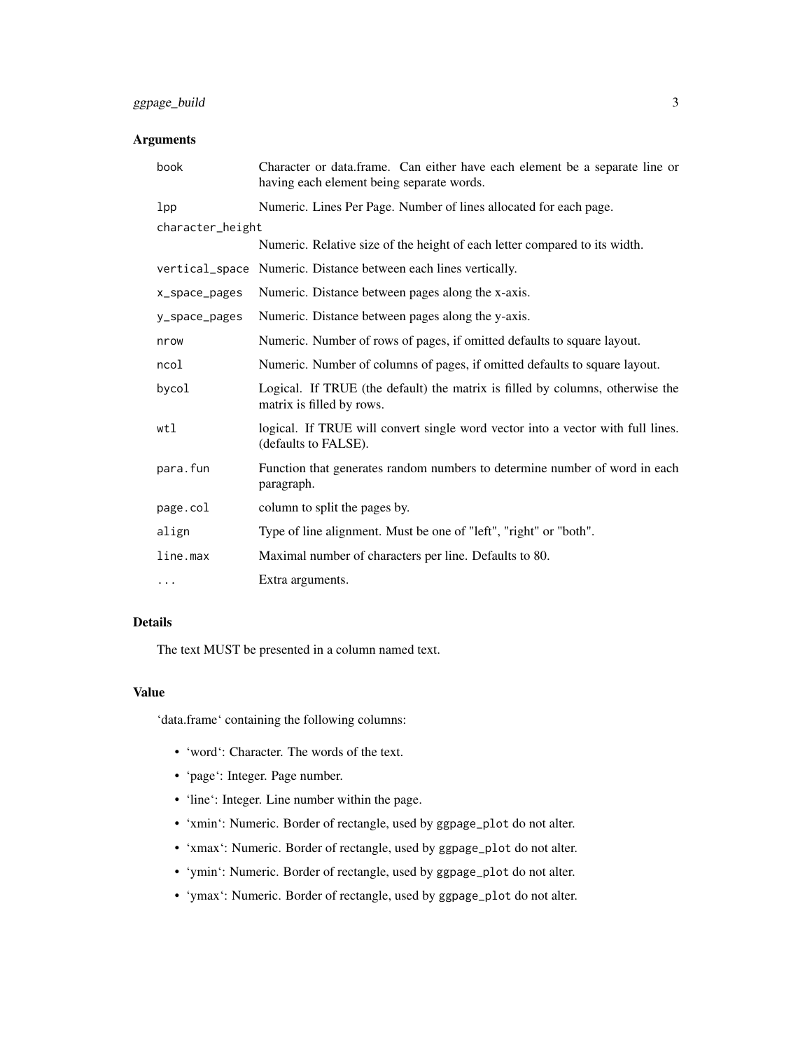## Arguments

| Argument | Description |
| --- | --- |
| `book` | Character or data.frame. Can either have each element be a separate line or having each element being separate words. |
| `lpp` | Numeric. Lines Per Page. Number of lines allocated for each page. |
| `character_height` | Numeric. Relative size of the height of each letter compared to its width. |
| `vertical_space` | Numeric. Distance between each lines vertically. |
| `x_space_pages` | Numeric. Distance between pages along the x-axis. |
| `y_space_pages` | Numeric. Distance between pages along the y-axis. |
| `nrow` | Numeric. Number of rows of pages, if omitted defaults to square layout. |
| `ncol` | Numeric. Number of columns of pages, if omitted defaults to square layout. |
| `bycol` | Logical. If TRUE (the default) the matrix is filled by columns, otherwise the matrix is filled by rows. |
| `wtl` | logical. If TRUE will convert single word vector into a vector with full lines. (defaults to FALSE). |
| `para.fun` | Function that generates random numbers to determine number of word in each paragraph. |
| `page.col` | column to split the pages by. |
| `align` | Type of line alignment. Must be one of "left", "right" or "both". |
| `line.max` | Maximal number of characters per line. Defaults to 80. |
| `...` | Extra arguments. |

## Details

The text MUST be presented in a column named text.

## Value

'data.frame' containing the following columns:

- 'word': Character. The words of the text.
- 'page': Integer. Page number.
- 'line': Integer. Line number within the page.
- 'xmin': Numeric. Border of rectangle, used by `ggpage_plot` do not alter.
- 'xmax': Numeric. Border of rectangle, used by `ggpage_plot` do not alter.
- 'ymin': Numeric. Border of rectangle, used by `ggpage_plot` do not alter.
- 'ymax': Numeric. Border of rectangle, used by `ggpage_plot` do not alter.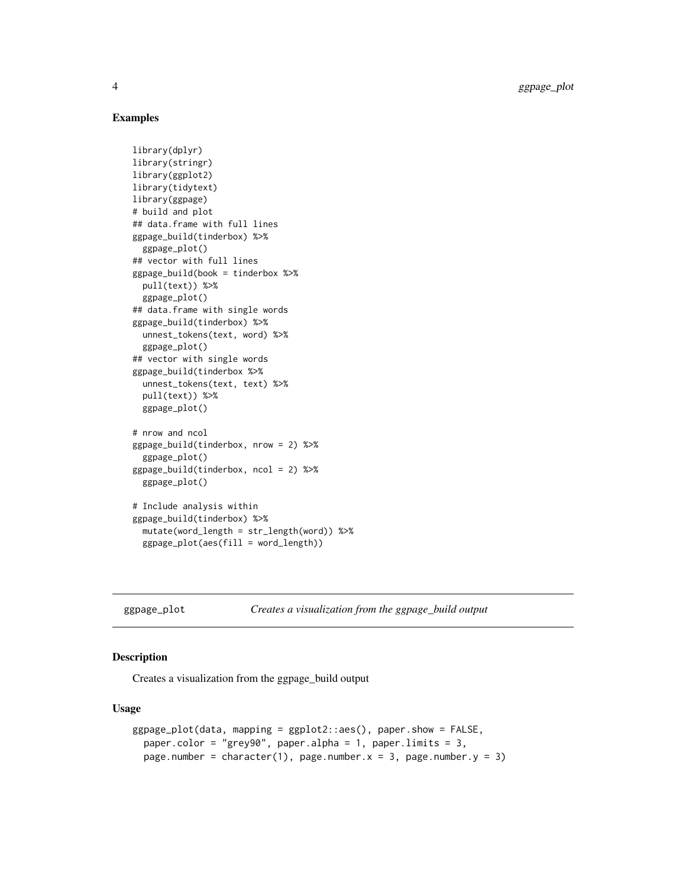## Examples

```
library(dplyr)
library(stringr)
library(ggplot2)
library(tidytext)
library(ggpage)
# build and plot
## data.frame with full lines
ggpage_build(tinderbox) %>%
  ggpage_plot()
## vector with full lines
ggpage_build(book = tinderbox %>%
  pull(text)) %>%
  ggpage_plot()
## data.frame with single words
ggpage_build(tinderbox) %>%
  unnest_tokens(text, word) %>%
  ggpage_plot()
## vector with single words
ggpage_build(tinderbox %>%
  unnest_tokens(text, text) %>%
  pull(text)) %>%
  ggpage_plot()

# nrow and ncol
ggpage_build(tinderbox, nrow = 2) %>%
  ggpage_plot()
ggpage_build(tinderbox, ncol = 2) %>%
  ggpage_plot()

# Include analysis within
ggpage_build(tinderbox) %>%
  mutate(word_length = str_length(word)) %>%
  ggpage_plot(aes(fill = word_length))
```

---

# ggpage_plot — *Creates a visualization from the ggpage_build output*

## Description

Creates a visualization from the ggpage_build output

## Usage

```
ggpage_plot(data, mapping = ggplot2::aes(), paper.show = FALSE,
  paper.color = "grey90", paper.alpha = 1, paper.limits = 3,
  page.number = character(1), page.number.x = 3, page.number.y = 3)
```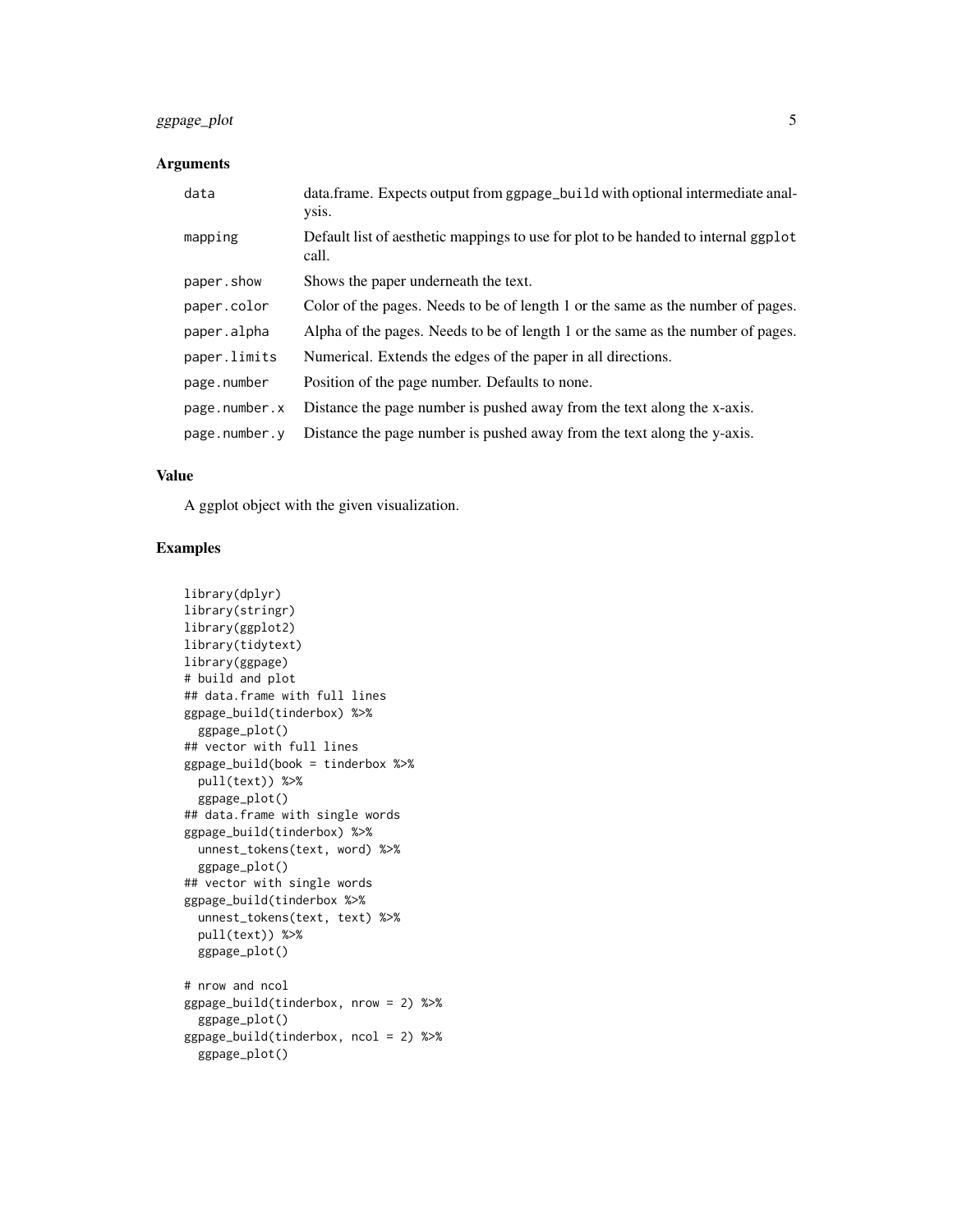### Arguments

| | |
|---|---|
| `data` | data.frame. Expects output from `ggpage_build` with optional intermediate analysis. |
| `mapping` | Default list of aesthetic mappings to use for plot to be handed to internal `ggplot` call. |
| `paper.show` | Shows the paper underneath the text. |
| `paper.color` | Color of the pages. Needs to be of length 1 or the same as the number of pages. |
| `paper.alpha` | Alpha of the pages. Needs to be of length 1 or the same as the number of pages. |
| `paper.limits` | Numerical. Extends the edges of the paper in all directions. |
| `page.number` | Position of the page number. Defaults to none. |
| `page.number.x` | Distance the page number is pushed away from the text along the x-axis. |
| `page.number.y` | Distance the page number is pushed away from the text along the y-axis. |

### Value

A ggplot object with the given visualization.

### Examples

```
library(dplyr)
library(stringr)
library(ggplot2)
library(tidytext)
library(ggpage)
# build and plot
## data.frame with full lines
ggpage_build(tinderbox) %>%
  ggpage_plot()
## vector with full lines
ggpage_build(book = tinderbox %>%
  pull(text)) %>%
  ggpage_plot()
## data.frame with single words
ggpage_build(tinderbox) %>%
  unnest_tokens(text, word) %>%
  ggpage_plot()
## vector with single words
ggpage_build(tinderbox %>%
  unnest_tokens(text, text) %>%
  pull(text)) %>%
  ggpage_plot()

# nrow and ncol
ggpage_build(tinderbox, nrow = 2) %>%
  ggpage_plot()
ggpage_build(tinderbox, ncol = 2) %>%
  ggpage_plot()
```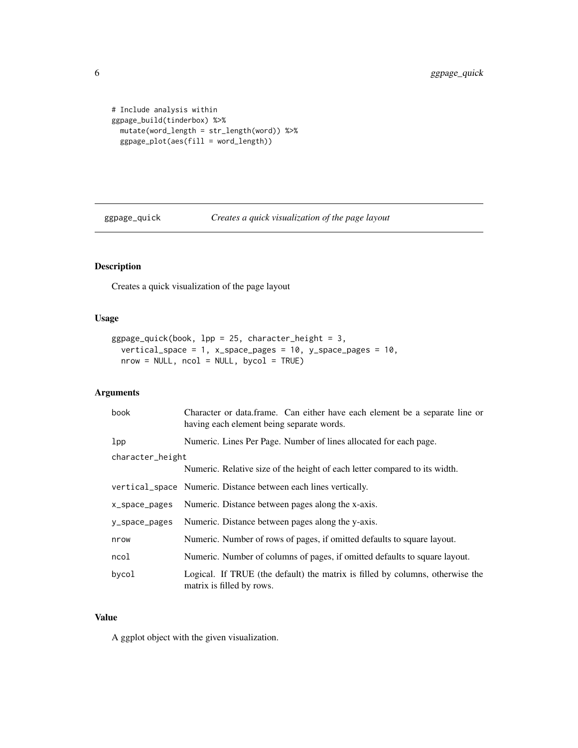```
# Include analysis within
ggpage_build(tinderbox) %>%
  mutate(word_length = str_length(word)) %>%
  ggpage_plot(aes(fill = word_length))
```

## ggpage_quick — *Creates a quick visualization of the page layout*

### Description

Creates a quick visualization of the page layout

### Usage

```
ggpage_quick(book, lpp = 25, character_height = 3,
  vertical_space = 1, x_space_pages = 10, y_space_pages = 10,
  nrow = NULL, ncol = NULL, bycol = TRUE)
```

### Arguments

| Argument | Description |
|---|---|
| `book` | Character or data.frame. Can either have each element be a separate line or having each element being separate words. |
| `lpp` | Numeric. Lines Per Page. Number of lines allocated for each page. |
| `character_height` | Numeric. Relative size of the height of each letter compared to its width. |
| `vertical_space` | Numeric. Distance between each lines vertically. |
| `x_space_pages` | Numeric. Distance between pages along the x-axis. |
| `y_space_pages` | Numeric. Distance between pages along the y-axis. |
| `nrow` | Numeric. Number of rows of pages, if omitted defaults to square layout. |
| `ncol` | Numeric. Number of columns of pages, if omitted defaults to square layout. |
| `bycol` | Logical. If TRUE (the default) the matrix is filled by columns, otherwise the matrix is filled by rows. |

### Value

A ggplot object with the given visualization.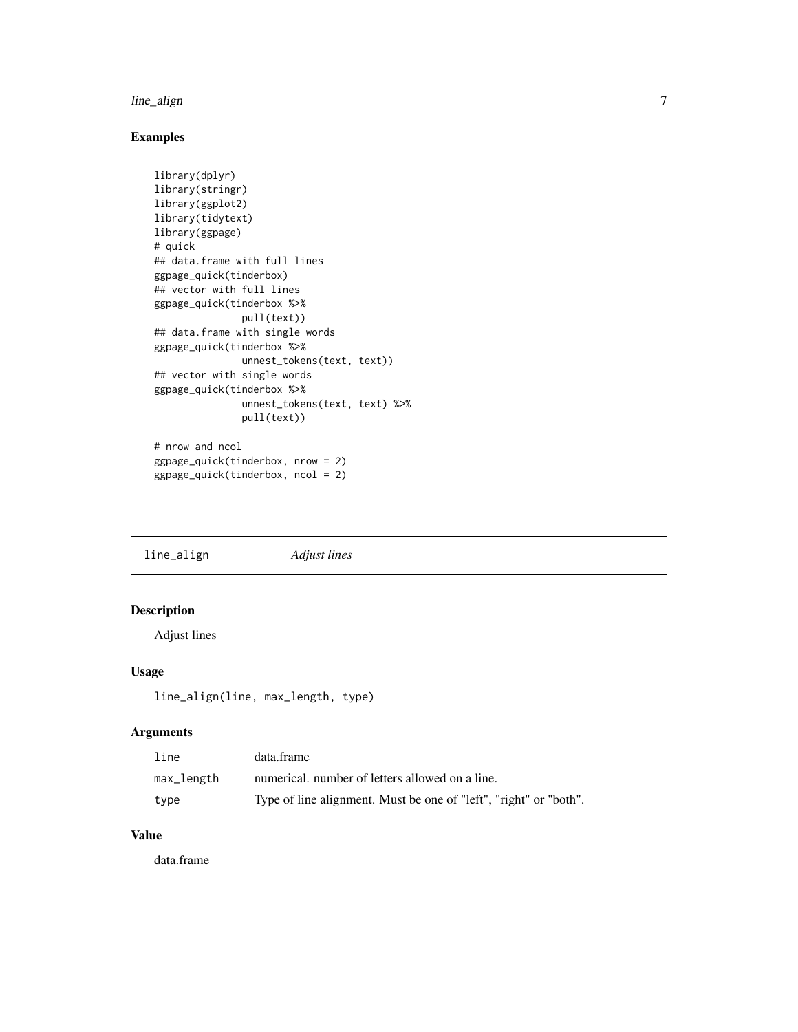## Examples

```
library(dplyr)
library(stringr)
library(ggplot2)
library(tidytext)
library(ggpage)
# quick
## data.frame with full lines
ggpage_quick(tinderbox)
## vector with full lines
ggpage_quick(tinderbox %>%
               pull(text))
## data.frame with single words
ggpage_quick(tinderbox %>%
               unnest_tokens(text, text))
## vector with single words
ggpage_quick(tinderbox %>%
               unnest_tokens(text, text) %>%
               pull(text))

# nrow and ncol
ggpage_quick(tinderbox, nrow = 2)
ggpage_quick(tinderbox, ncol = 2)
```

---

# line_align — *Adjust lines*

## Description

Adjust lines

## Usage

```
line_align(line, max_length, type)
```

## Arguments

| | |
|---|---|
| line | data.frame |
| max_length | numerical. number of letters allowed on a line. |
| type | Type of line alignment. Must be one of "left", "right" or "both". |

## Value

data.frame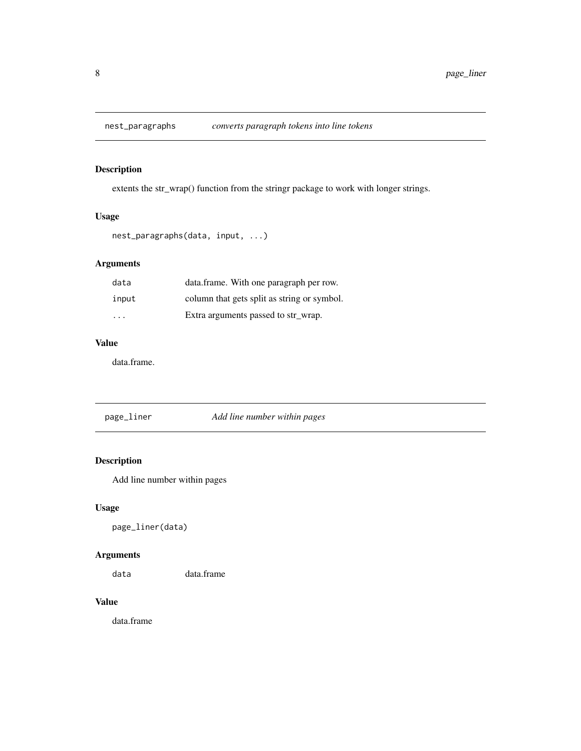## nest_paragraphs — *converts paragraph tokens into line tokens*

### Description

extents the str_wrap() function from the stringr package to work with longer strings.

### Usage

```
nest_paragraphs(data, input, ...)
```

### Arguments

| | |
|---|---|
| `data` | data.frame. With one paragraph per row. |
| `input` | column that gets split as string or symbol. |
| `...` | Extra arguments passed to str_wrap. |

### Value

data.frame.

## page_liner — *Add line number within pages*

### Description

Add line number within pages

### Usage

```
page_liner(data)
```

### Arguments

| | |
|---|---|
| `data` | data.frame |

### Value

data.frame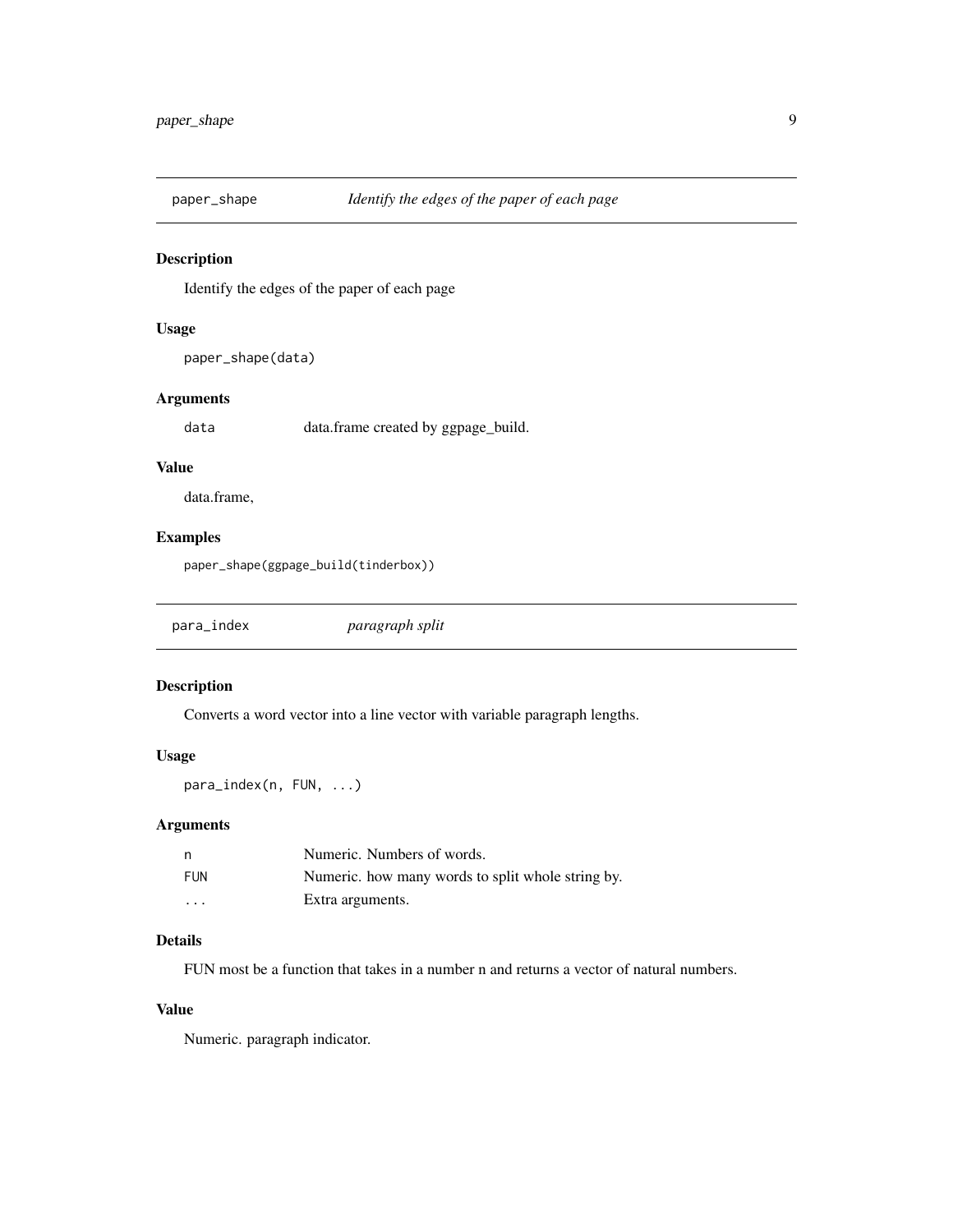## paper_shape — *Identify the edges of the paper of each page*

### Description

Identify the edges of the paper of each page

### Usage

```
paper_shape(data)
```

### Arguments

| | |
|---|---|
| data | data.frame created by ggpage_build. |

### Value

data.frame,

### Examples

```
paper_shape(ggpage_build(tinderbox))
```

## para_index — *paragraph split*

### Description

Converts a word vector into a line vector with variable paragraph lengths.

### Usage

```
para_index(n, FUN, ...)
```

### Arguments

| | |
|---|---|
| n | Numeric. Numbers of words. |
| FUN | Numeric. how many words to split whole string by. |
| ... | Extra arguments. |

### Details

FUN most be a function that takes in a number n and returns a vector of natural numbers.

### Value

Numeric. paragraph indicator.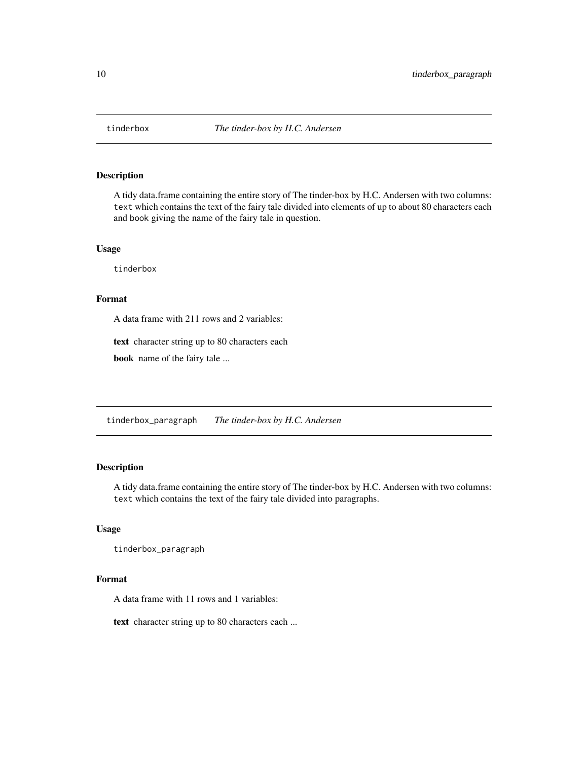## tinderbox *The tinder-box by H.C. Andersen*

### Description

A tidy data.frame containing the entire story of The tinder-box by H.C. Andersen with two columns: `text` which contains the text of the fairy tale divided into elements of up to about 80 characters each and `book` giving the name of the fairy tale in question.

### Usage

```
tinderbox
```

### Format

A data frame with 211 rows and 2 variables:

**text** character string up to 80 characters each

**book** name of the fairy tale ...

## tinderbox_paragraph *The tinder-box by H.C. Andersen*

### Description

A tidy data.frame containing the entire story of The tinder-box by H.C. Andersen with two columns: `text` which contains the text of the fairy tale divided into paragraphs.

### Usage

```
tinderbox_paragraph
```

### Format

A data frame with 11 rows and 1 variables:

**text** character string up to 80 characters each ...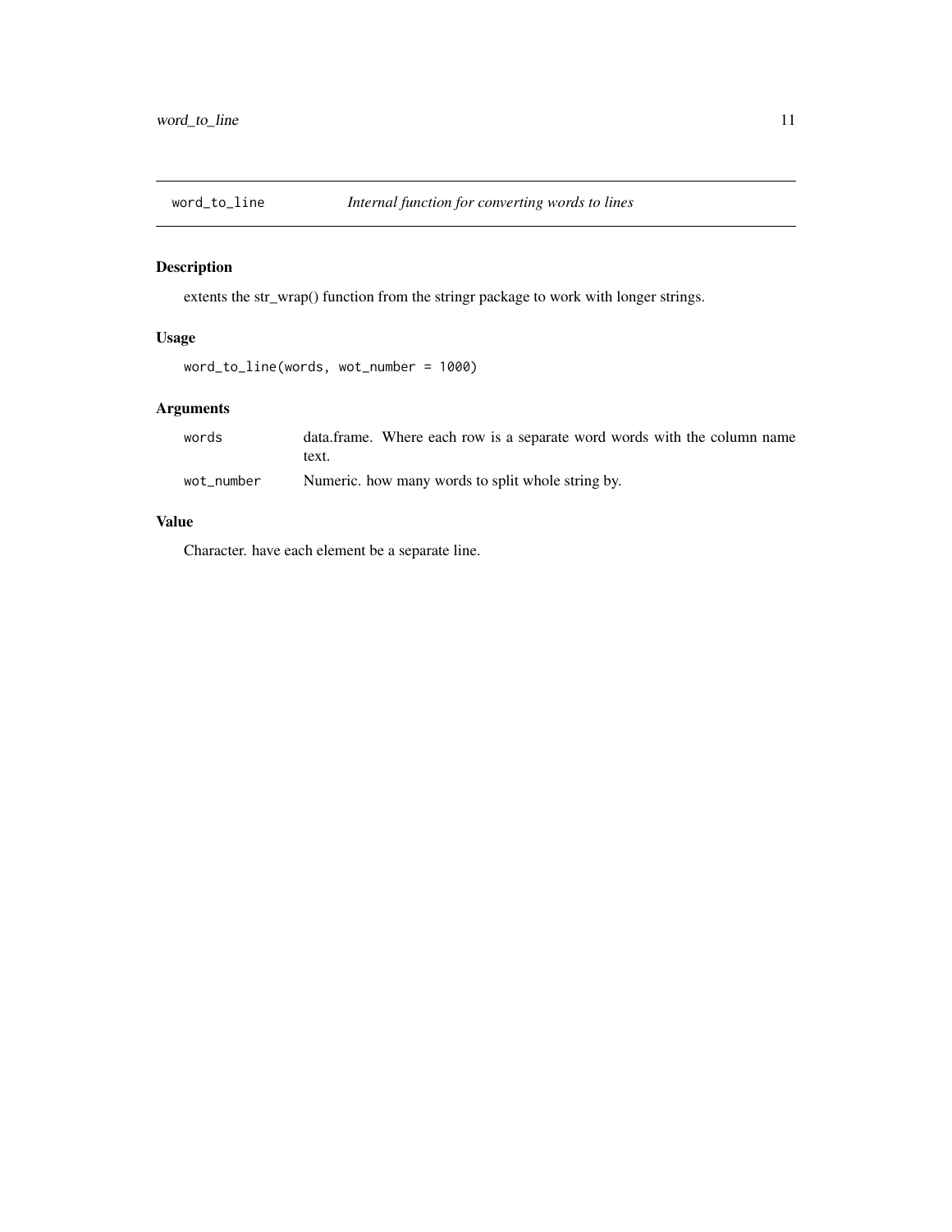## word_to_line — *Internal function for converting words to lines*

### Description

extents the str_wrap() function from the stringr package to work with longer strings.

### Usage

```
word_to_line(words, wot_number = 1000)
```

### Arguments

| | |
|---|---|
| words | data.frame. Where each row is a separate word words with the column name text. |
| wot_number | Numeric. how many words to split whole string by. |

### Value

Character. have each element be a separate line.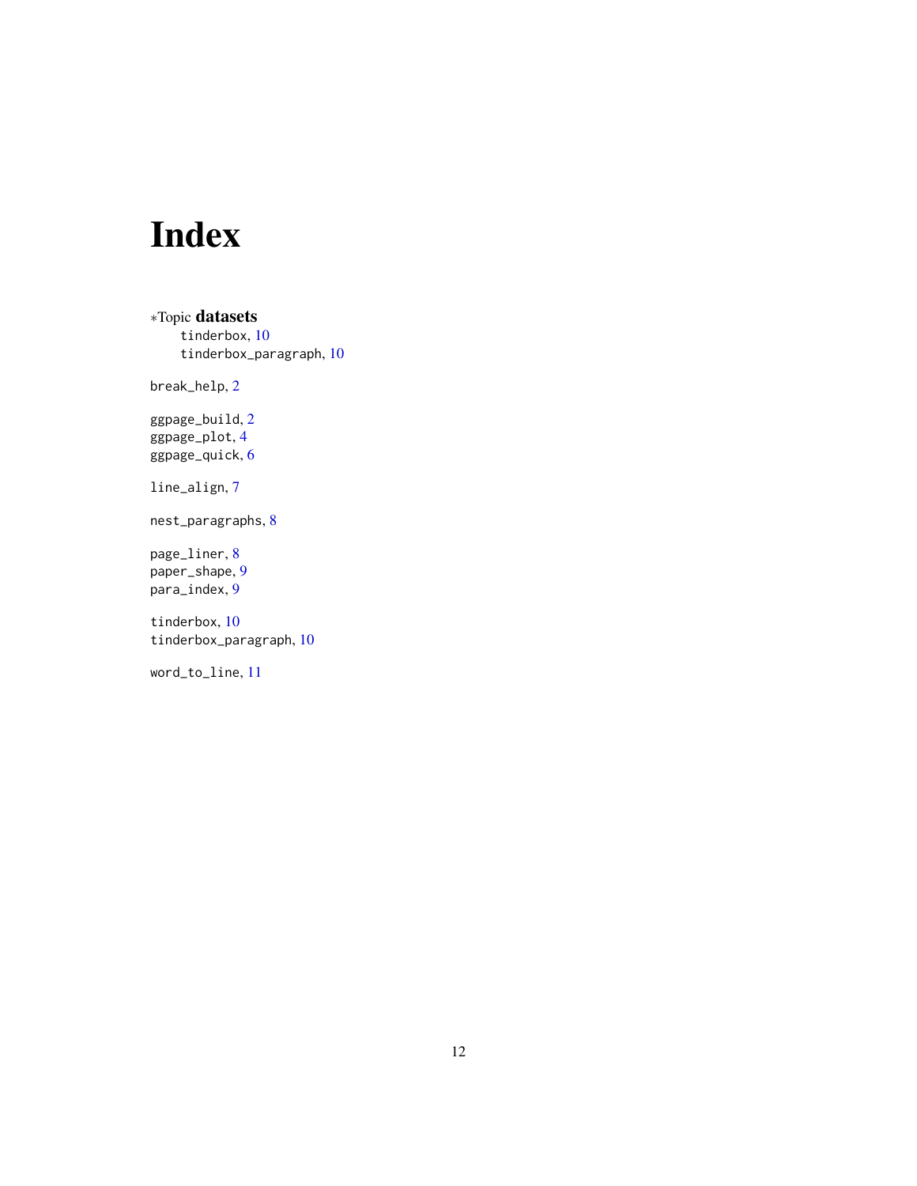# Index

*Topic **datasets**
    tinderbox, 10
    tinderbox_paragraph, 10

break_help, 2

ggpage_build, 2
ggpage_plot, 4
ggpage_quick, 6

line_align, 7

nest_paragraphs, 8

page_liner, 8
paper_shape, 9
para_index, 9

tinderbox, 10
tinderbox_paragraph, 10

word_to_line, 11